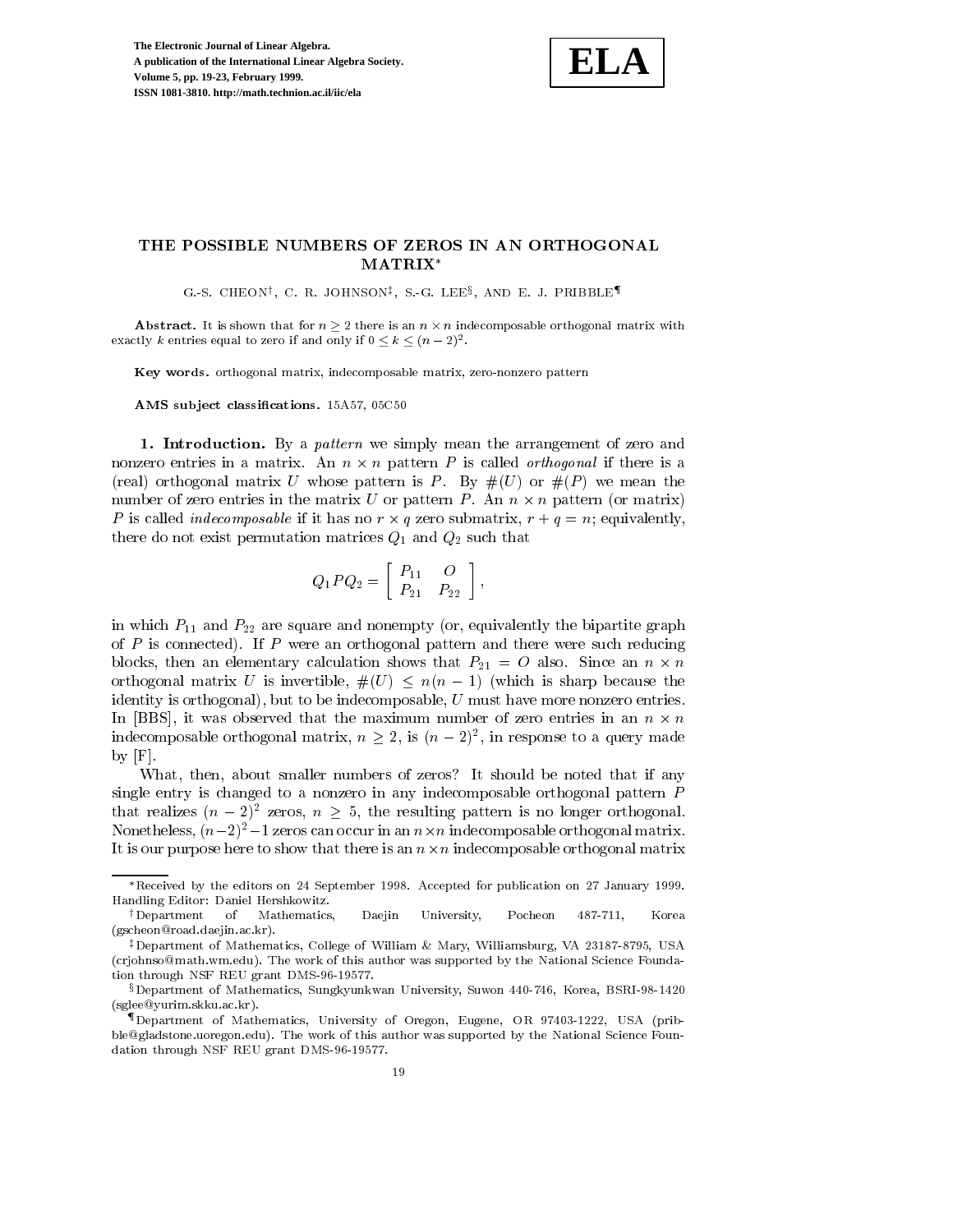# THE POSSIBLE NUMBERS OF ZEROS IN AN ORTHOGONAL MATRIX[*]

G.-S. CHEON[†], C. R. JOHNSON[‡], S.-G. LEE[§], AND E. J. PRIBBLE[¶]

**Abstract.** It is shown that for $n \geq 2$ there is an $n \times n$ indecomposable orthogonal matrix with exactly $k$ entries equal to zero if and only if $0 \leq k \leq (n-2)^2$.

**Key words.** orthogonal matrix, indecomposable matrix, zero-nonzero pattern

**AMS subject classifications.** 15A57, 05C50

**1. Introduction.** By a *pattern* we simply mean the arrangement of zero and nonzero entries in a matrix. An $n \times n$ pattern $P$ is called *orthogonal* if there is a (real) orthogonal matrix $U$ whose pattern is $P$. By $\#(U)$ or $\#(P)$ we mean the number of zero entries in the matrix $U$ or pattern $P$. An $n \times n$ pattern (or matrix) $P$ is called *indecomposable* if it has no $r \times q$ zero submatrix, $r + q = n$; equivalently, there do not exist permutation matrices $Q_1$ and $Q_2$ such that

$$Q_1 P Q_2 = \begin{bmatrix} P_{11} & O \\ P_{21} & P_{22} \end{bmatrix},$$

in which $P_{11}$ and $P_{22}$ are square and nonempty (or, equivalently the bipartite graph of $P$ is connected). If $P$ were an orthogonal pattern and there were such reducing blocks, then an elementary calculation shows that $P_{21} = O$ also. Since an $n \times n$ orthogonal matrix $U$ is invertible, $\#(U) \leq n(n-1)$ (which is sharp because the identity is orthogonal), but to be indecomposable, $U$ must have more nonzero entries. In [BBS], it was observed that the maximum number of zero entries in an $n \times n$ indecomposable orthogonal matrix, $n \geq 2$, is $(n-2)^2$, in response to a query made by [F].

What, then, about smaller numbers of zeros? It should be noted that if any single entry is changed to a nonzero in any indecomposable orthogonal pattern $P$ that realizes $(n-2)^2$ zeros, $n \geq 5$, the resulting pattern is no longer orthogonal. Nonetheless, $(n-2)^2 - 1$ zeros can occur in an $n \times n$ indecomposable orthogonal matrix. It is our purpose here to show that there is an $n \times n$ indecomposable orthogonal matrix

---

[*] Received by the editors on 24 September 1998. Accepted for publication on 27 January 1999. Handling Editor: Daniel Hershkowitz.

[†] Department of Mathematics, Daejin University, Pocheon 487-711, Korea (gscheon@road.daejin.ac.kr).

[‡] Department of Mathematics, College of William & Mary, Williamsburg, VA 23187-8795, USA (crjohnso@math.wm.edu). The work of this author was supported by the National Science Foundation through NSF REU grant DMS-96-19577.

[§] Department of Mathematics, Sungkyunkwan University, Suwon 440-746, Korea, BSRI-98-1420 (sglee@yurim.skku.ac.kr).

[¶] Department of Mathematics, University of Oregon, Eugene, OR 97403-1222, USA (pribble@gladstone.uoregon.edu). The work of this author was supported by the National Science Foundation through NSF REU grant DMS-96-19577.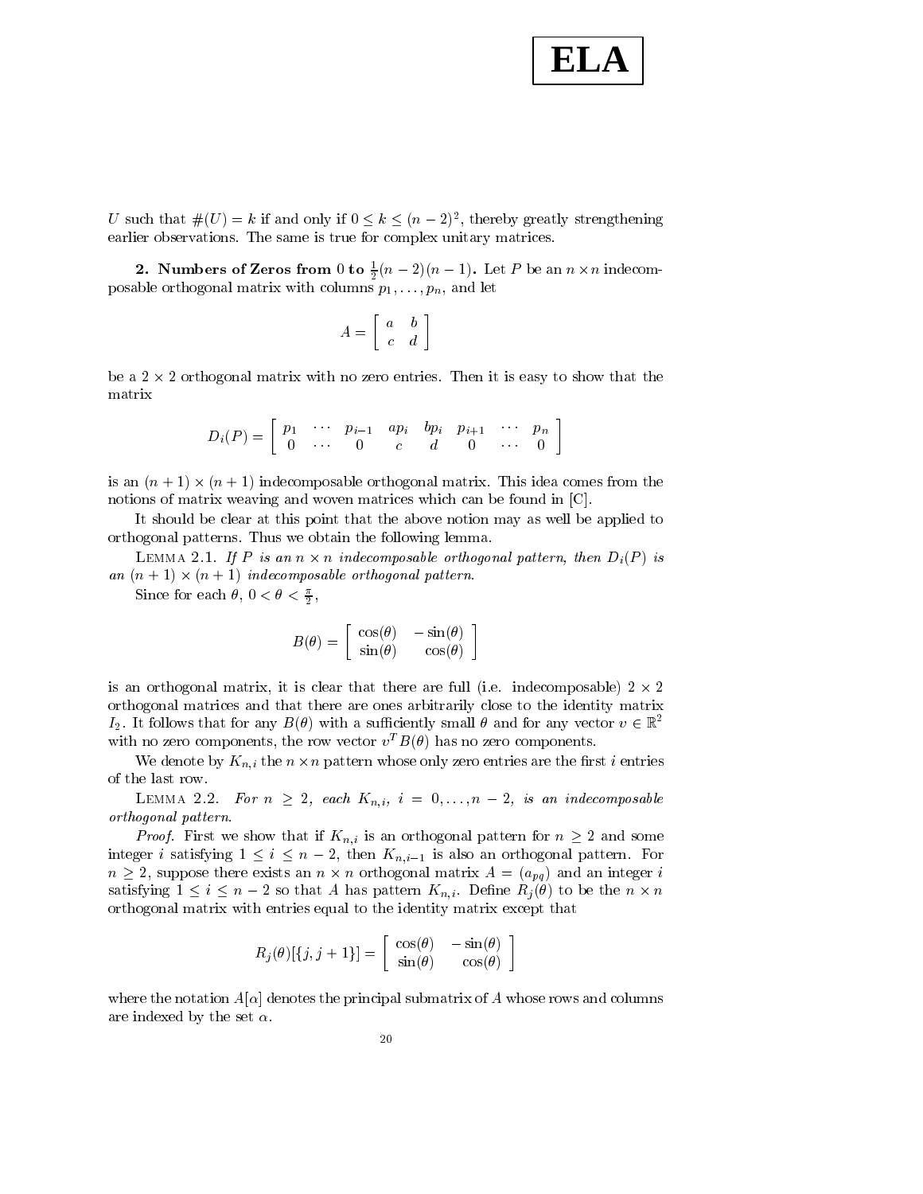$U$ such that $\#(U) = k$ if and only if $0 \le k \le (n-2)^2$, thereby greatly strengthening earlier observations. The same is true for complex unitary matrices.

## 2. Numbers of Zeros from 0 to $\frac{1}{2}(n-2)(n-1)$.

Let $P$ be an $n \times n$ indecomposable orthogonal matrix with columns $p_1, \ldots, p_n$, and let

$$A = \begin{bmatrix} a & b \\ c & d \end{bmatrix}$$

be a $2 \times 2$ orthogonal matrix with no zero entries. Then it is easy to show that the matrix

$$D_i(P) = \begin{bmatrix} p_1 & \cdots & p_{i-1} & ap_i & bp_i & p_{i+1} & \cdots & p_n \\ 0 & \cdots & 0 & c & d & 0 & \cdots & 0 \end{bmatrix}$$

is an $(n+1) \times (n+1)$ indecomposable orthogonal matrix. This idea comes from the notions of matrix weaving and woven matrices which can be found in [C].

It should be clear at this point that the above notion may as well be applied to orthogonal patterns. Thus we obtain the following lemma.

Lemma 2.1. *If $P$ is an $n \times n$ indecomposable orthogonal pattern, then $D_i(P)$ is an $(n+1) \times (n+1)$ indecomposable orthogonal pattern.*

Since for each $\theta$, $0 < \theta < \frac{\pi}{2}$,

$$B(\theta) = \begin{bmatrix} \cos(\theta) & -\sin(\theta) \\ \sin(\theta) & \cos(\theta) \end{bmatrix}$$

is an orthogonal matrix, it is clear that there are full (i.e. indecomposable) $2 \times 2$ orthogonal matrices and that there are ones arbitrarily close to the identity matrix $I_2$. It follows that for any $B(\theta)$ with a sufficiently small $\theta$ and for any vector $v \in \mathbb{R}^2$ with no zero components, the row vector $v^T B(\theta)$ has no zero components.

We denote by $K_{n,i}$ the $n \times n$ pattern whose only zero entries are the first $i$ entries of the last row.

Lemma 2.2. *For $n \ge 2$, each $K_{n,i}$, $i = 0, \ldots, n-2$, is an indecomposable orthogonal pattern.*

*Proof.* First we show that if $K_{n,i}$ is an orthogonal pattern for $n \ge 2$ and some integer $i$ satisfying $1 \le i \le n-2$, then $K_{n,i-1}$ is also an orthogonal pattern. For $n \ge 2$, suppose there exists an $n \times n$ orthogonal matrix $A = (a_{pq})$ and an integer $i$ satisfying $1 \le i \le n-2$ so that $A$ has pattern $K_{n,i}$. Define $R_j(\theta)$ to be the $n \times n$ orthogonal matrix with entries equal to the identity matrix except that

$$R_j(\theta)[\{j, j+1\}] = \begin{bmatrix} \cos(\theta) & -\sin(\theta) \\ \sin(\theta) & \cos(\theta) \end{bmatrix}$$

where the notation $A[\alpha]$ denotes the principal submatrix of $A$ whose rows and columns are indexed by the set $\alpha$.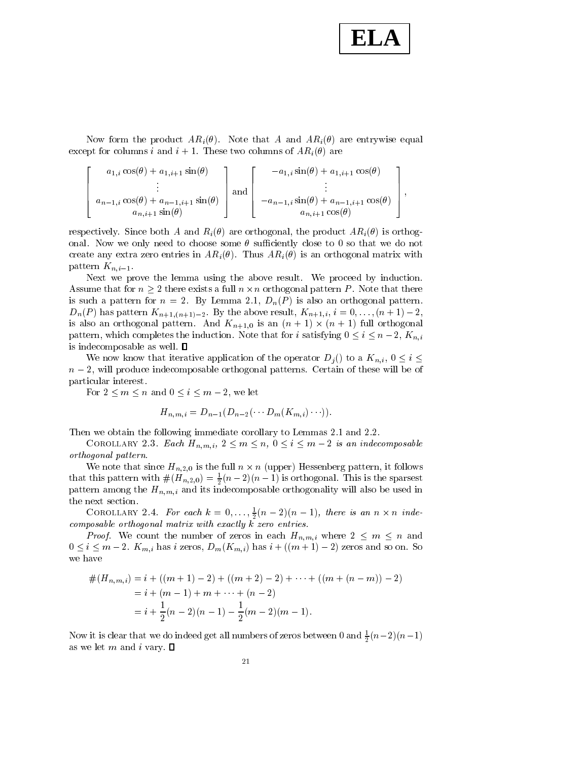Now form the product $AR_i(\theta)$. Note that $A$ and $AR_i(\theta)$ are entrywise equal except for columns $i$ and $i+1$. These two columns of $AR_i(\theta)$ are

$$\begin{bmatrix} a_{1,i}\cos(\theta) + a_{1,i+1}\sin(\theta) \\ \vdots \\ a_{n-1,i}\cos(\theta) + a_{n-1,i+1}\sin(\theta) \\ a_{n,i+1}\sin(\theta) \end{bmatrix} \text{ and } \begin{bmatrix} -a_{1,i}\sin(\theta) + a_{1,i+1}\cos(\theta) \\ \vdots \\ -a_{n-1,i}\sin(\theta) + a_{n-1,i+1}\cos(\theta) \\ a_{n,i+1}\cos(\theta) \end{bmatrix},$$

respectively. Since both $A$ and $R_i(\theta)$ are orthogonal, the product $AR_i(\theta)$ is orthogonal. Now we only need to choose some $\theta$ sufficiently close to 0 so that we do not create any extra zero entries in $AR_i(\theta)$. Thus $AR_i(\theta)$ is an orthogonal matrix with pattern $K_{n,i-1}$.

Next we prove the lemma using the above result. We proceed by induction. Assume that for $n \geq 2$ there exists a full $n \times n$ orthogonal pattern $P$. Note that there is such a pattern for $n = 2$. By Lemma 2.1, $D_n(P)$ is also an orthogonal pattern. $D_n(P)$ has pattern $K_{n+1,(n+1)-2}$. By the above result, $K_{n+1,i}$, $i = 0, \ldots, (n+1)-2$, is also an orthogonal pattern. And $K_{n+1,0}$ is an $(n+1) \times (n+1)$ full orthogonal pattern, which completes the induction. Note that for $i$ satisfying $0 \leq i \leq n-2$, $K_{n,i}$ is indecomposable as well. ∎

We now know that iterative application of the operator $D_j()$ to a $K_{n,i}$, $0 \leq i \leq n-2$, will produce indecomposable orthogonal patterns. Certain of these will be of particular interest.

For $2 \leq m \leq n$ and $0 \leq i \leq m-2$, we let

$$H_{n,m,i} = D_{n-1}(D_{n-2}(\cdots D_m(K_{m,i})\cdots)).$$

Then we obtain the following immediate corollary to Lemmas 2.1 and 2.2.

Corollary 2.3. *Each $H_{n,m,i}$, $2 \leq m \leq n$, $0 \leq i \leq m-2$ is an indecomposable orthogonal pattern.*

We note that since $H_{n,2,0}$ is the full $n \times n$ (upper) Hessenberg pattern, it follows that this pattern with $\#(H_{n,2,0}) = \frac{1}{2}(n-2)(n-1)$ is orthogonal. This is the sparsest pattern among the $H_{n,m,i}$ and its indecomposable orthogonality will also be used in the next section.

Corollary 2.4. *For each $k = 0, \ldots, \frac{1}{2}(n-2)(n-1)$, there is an $n \times n$ indecomposable orthogonal matrix with exactly $k$ zero entries.*

*Proof.* We count the number of zeros in each $H_{n,m,i}$ where $2 \leq m \leq n$ and $0 \leq i \leq m-2$. $K_{m,i}$ has $i$ zeros, $D_m(K_{m,i})$ has $i + ((m+1)-2)$ zeros and so on. So we have

$$\begin{aligned}
\#(H_{n,m,i}) &= i + ((m+1)-2) + ((m+2)-2) + \cdots + ((m+(n-m))-2) \\
&= i + (m-1) + m + \cdots + (n-2) \\
&= i + \frac{1}{2}(n-2)(n-1) - \frac{1}{2}(m-2)(m-1).
\end{aligned}$$

Now it is clear that we do indeed get all numbers of zeros between 0 and $\frac{1}{2}(n-2)(n-1)$ as we let $m$ and $i$ vary. ∎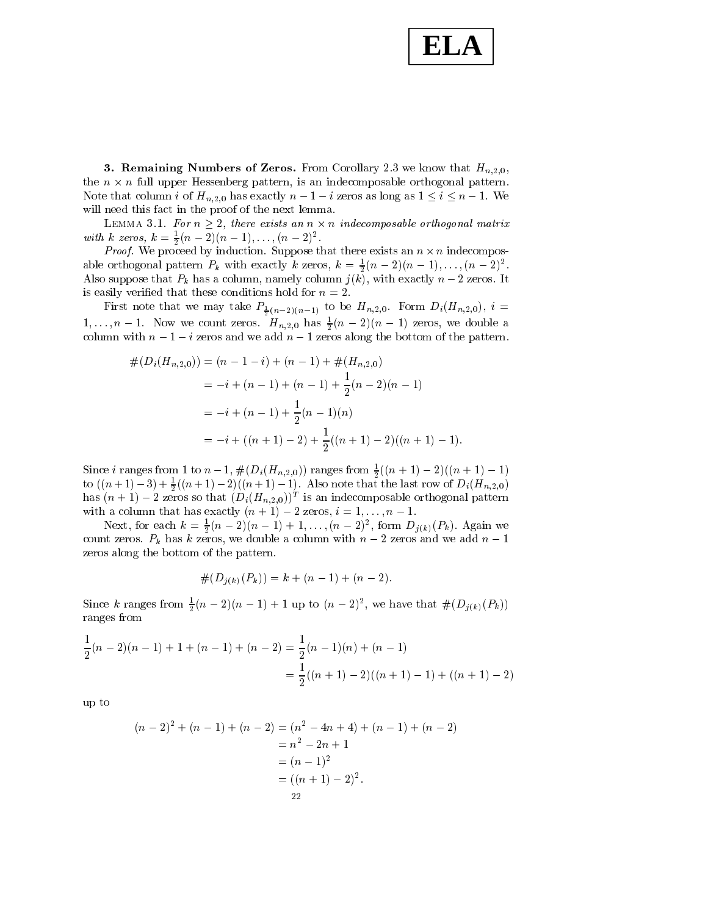**3. Remaining Numbers of Zeros.** From Corollary 2.3 we know that $H_{n,2,0}$, the $n \times n$ full upper Hessenberg pattern, is an indecomposable orthogonal pattern. Note that column $i$ of $H_{n,2,0}$ has exactly $n-1-i$ zeros as long as $1 \leq i \leq n-1$. We will need this fact in the proof of the next lemma.

LEMMA 3.1. *For $n \geq 2$, there exists an $n \times n$ indecomposable orthogonal matrix with $k$ zeros, $k = \frac{1}{2}(n-2)(n-1), \ldots, (n-2)^2$.*

*Proof.* We proceed by induction. Suppose that there exists an $n \times n$ indecomposable orthogonal pattern $P_k$ with exactly $k$ zeros, $k = \frac{1}{2}(n-2)(n-1), \ldots, (n-2)^2$. Also suppose that $P_k$ has a column, namely column $j(k)$, with exactly $n-2$ zeros. It is easily verified that these conditions hold for $n = 2$.

First note that we may take $P_{\frac{1}{2}(n-2)(n-1)}$ to be $H_{n,2,0}$. Form $D_i(H_{n,2,0})$, $i = 1, \ldots, n-1$. Now we count zeros. $H_{n,2,0}$ has $\frac{1}{2}(n-2)(n-1)$ zeros, we double a column with $n-1-i$ zeros and we add $n-1$ zeros along the bottom of the pattern.

$$
\begin{aligned}
\#(D_i(H_{n,2,0})) &= (n-1-i) + (n-1) + \#(H_{n,2,0}) \\
&= -i + (n-1) + (n-1) + \frac{1}{2}(n-2)(n-1) \\
&= -i + (n-1) + \frac{1}{2}(n-1)(n) \\
&= -i + ((n+1)-2) + \frac{1}{2}((n+1)-2)((n+1)-1).
\end{aligned}
$$

Since $i$ ranges from 1 to $n-1$, $\#(D_i(H_{n,2,0}))$ ranges from $\frac{1}{2}((n+1)-2)((n+1)-1)$ to $((n+1)-3) + \frac{1}{2}((n+1)-2)((n+1)-1)$. Also note that the last row of $D_i(H_{n,2,0})$ has $(n+1)-2$ zeros so that $(D_i(H_{n,2,0}))^T$ is an indecomposable orthogonal pattern with a column that has exactly $(n+1)-2$ zeros, $i = 1, \ldots, n-1$.

Next, for each $k = \frac{1}{2}(n-2)(n-1)+1, \ldots, (n-2)^2$, form $D_{j(k)}(P_k)$. Again we count zeros. $P_k$ has $k$ zeros, we double a column with $n-2$ zeros and we add $n-1$ zeros along the bottom of the pattern.

$$
\#(D_{j(k)}(P_k)) = k + (n-1) + (n-2).
$$

Since $k$ ranges from $\frac{1}{2}(n-2)(n-1)+1$ up to $(n-2)^2$, we have that $\#(D_{j(k)}(P_k))$ ranges from

$$
\begin{aligned}
\frac{1}{2}(n-2)(n-1) + 1 + (n-1) + (n-2) &= \frac{1}{2}(n-1)(n) + (n-1) \\
&= \frac{1}{2}((n+1)-2)((n+1)-1) + ((n+1)-2)
\end{aligned}
$$

up to

$$
\begin{aligned}
(n-2)^2 + (n-1) + (n-2) &= (n^2 - 4n + 4) + (n-1) + (n-2) \\
&= n^2 - 2n + 1 \\
&= (n-1)^2 \\
&= ((n+1)-2)^2.
\end{aligned}
$$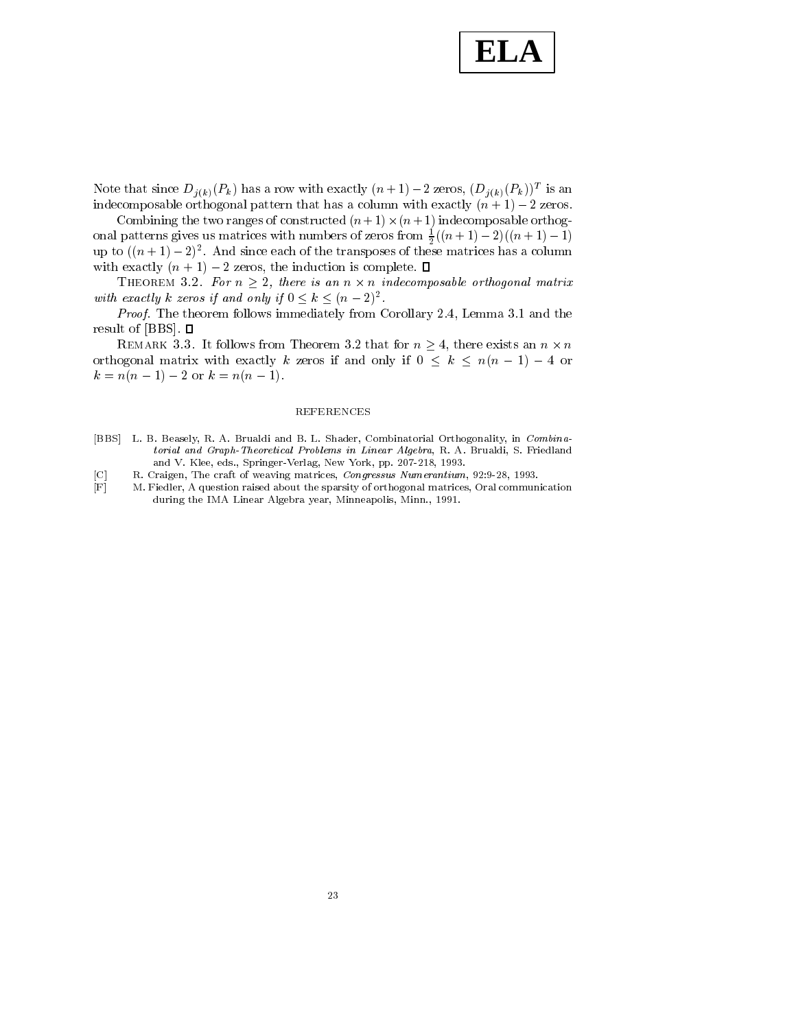Note that since $D_{j(k)}(P_k)$ has a row with exactly $(n+1)-2$ zeros, $(D_{j(k)}(P_k))^T$ is an indecomposable orthogonal pattern that has a column with exactly $(n+1)-2$ zeros.

Combining the two ranges of constructed $(n+1)\times(n+1)$ indecomposable orthogonal patterns gives us matrices with numbers of zeros from $\frac{1}{2}((n+1)-2)((n+1)-1)$ up to $((n+1)-2)^2$. And since each of the transposes of these matrices has a column with exactly $(n+1)-2$ zeros, the induction is complete. □

THEOREM 3.2. *For $n \geq 2$, there is an $n \times n$ indecomposable orthogonal matrix with exactly $k$ zeros if and only if $0 \leq k \leq (n-2)^2$.*

*Proof.* The theorem follows immediately from Corollary 2.4, Lemma 3.1 and the result of [BBS]. □

REMARK 3.3. It follows from Theorem 3.2 that for $n \geq 4$, there exists an $n \times n$ orthogonal matrix with exactly $k$ zeros if and only if $0 \leq k \leq n(n-1)-4$ or $k = n(n-1)-2$ or $k = n(n-1)$.

## REFERENCES

[BBS] L. B. Beasely, R. A. Brualdi and B. L. Shader, Combinatorial Orthogonality, in *Combinatorial and Graph-Theoretical Problems in Linear Algebra*, R. A. Brualdi, S. Friedland and V. Klee, eds., Springer-Verlag, New York, pp. 207-218, 1993.

[C] R. Craigen, The craft of weaving matrices, *Congressus Numerantium*, 92:9-28, 1993.

[F] M. Fiedler, A question raised about the sparsity of orthogonal matrices, Oral communication during the IMA Linear Algebra year, Minneapolis, Minn., 1991.